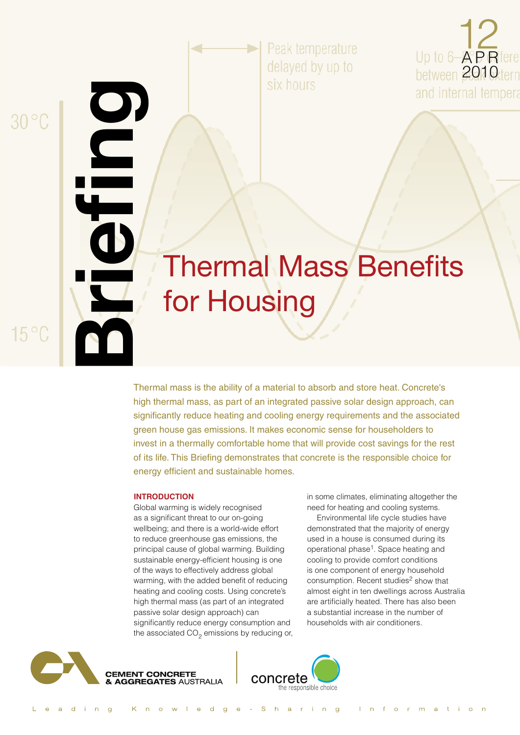Briefing

12 APR 2010

# Thermal Mass Benefits for Housing

Thermal mass is the ability of a material to absorb and store heat. Concrete's high thermal mass, as part of an integrated passive solar design approach, can significantly reduce heating and cooling energy requirements and the associated green house gas emissions. It makes economic sense for householders to invest in a thermally comfortable home that will provide cost savings for the rest of its life. This Briefing demonstrates that concrete is the responsible choice for energy efficient and sustainable homes.

## INTRODUCTION

Global warming is widely recognised as a significant threat to our on-going wellbeing; and there is a world-wide effort to reduce greenhouse gas emissions, the principal cause of global warming. Building sustainable energy-efficient housing is one of the ways to effectively address global warming, with the added benefit of reducing heating and cooling costs. Using concrete's high thermal mass (as part of an integrated passive solar design approach) can significantly reduce energy consumption and the associated $CO_2$ emissions by reducing or, in some climates, eliminating altogether the need for heating and cooling systems.

Environmental life cycle studies have demonstrated that the majority of energy used in a house is consumed during its operational phase[1]. Space heating and cooling to provide comfort conditions is one component of energy household consumption. Recent studies[2] show that almost eight in ten dwellings across Australia are artificially heated. There has also been a substantial increase in the number of households with air conditioners.

CEMENT CONCRETE & AGGREGATES AUSTRALIA

concrete the responsible choice

Leading Knowledge-Sharing Information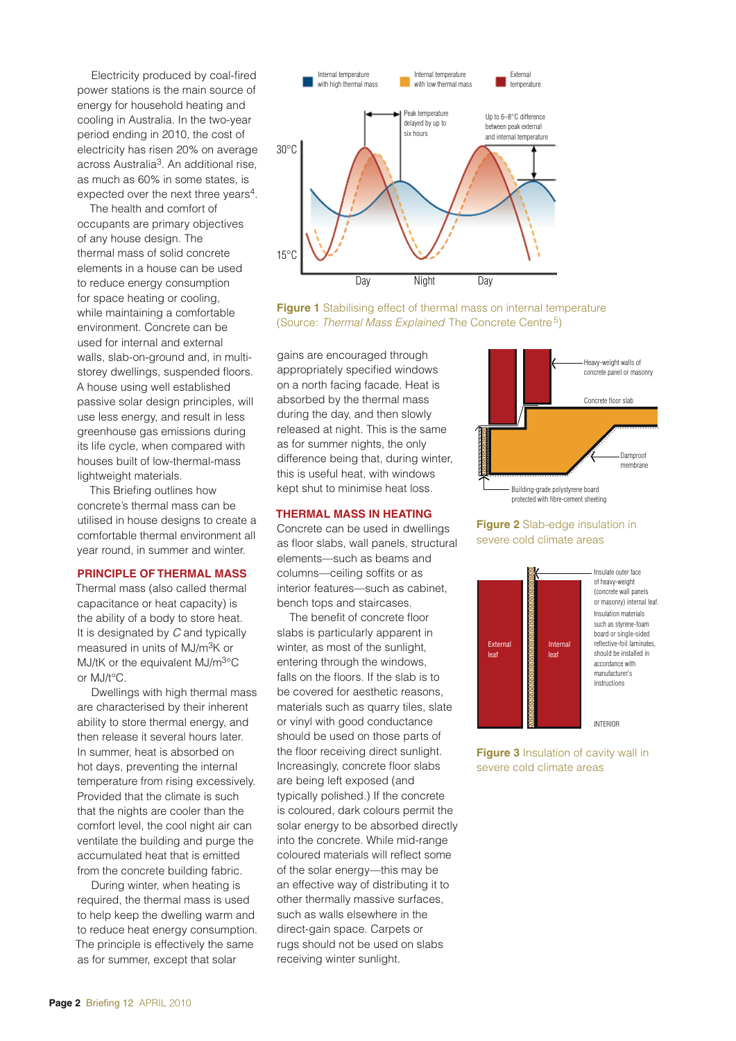Electricity produced by coal-fired power stations is the main source of energy for household heating and cooling in Australia. In the two-year period ending in 2010, the cost of electricity has risen 20% on average across Australia[3]. An additional rise, as much as 60% in some states, is expected over the next three years[4].

The health and comfort of occupants are primary objectives of any house design. The thermal mass of solid concrete elements in a house can be used to reduce energy consumption for space heating or cooling, while maintaining a comfortable environment. Concrete can be used for internal and external walls, slab-on-ground and, in multi-storey dwellings, suspended floors. A house using well established passive solar design principles, will use less energy, and result in less greenhouse gas emissions during its life cycle, when compared with houses built of low-thermal-mass lightweight materials.

This Briefing outlines how concrete's thermal mass can be utilised in house designs to create a comfortable thermal environment all year round, in summer and winter.

## PRINCIPLE OF THERMAL MASS

Thermal mass (also called thermal capacitance or heat capacity) is the ability of a body to store heat. It is designated by *C* and typically measured in units of $MJ/m^3K$ or MJ/tK or the equivalent $MJ/m^{3}°C$ or MJ/t°C.

Dwellings with high thermal mass are characterised by their inherent ability to store thermal energy, and then release it several hours later. In summer, heat is absorbed on hot days, preventing the internal temperature from rising excessively. Provided that the climate is such that the nights are cooler than the comfort level, the cool night air can ventilate the building and purge the accumulated heat that is emitted from the concrete building fabric.

During winter, when heating is required, the thermal mass is used to help keep the dwelling warm and to reduce heat energy consumption. The principle is effectively the same as for summer, except that solar gains are encouraged through appropriately specified windows on a north facing facade. Heat is absorbed by the thermal mass during the day, and then slowly released at night. This is the same as for summer nights, the only difference being that, during winter, this is useful heat, with windows kept shut to minimise heat loss.

**Figure 1** Stabilising effect of thermal mass on internal temperature (Source: *Thermal Mass Explained* The Concrete Centre[5])

## THERMAL MASS IN HEATING

Concrete can be used in dwellings as floor slabs, wall panels, structural elements—such as beams and columns—ceiling soffits or as interior features—such as cabinet, bench tops and staircases.

The benefit of concrete floor slabs is particularly apparent in winter, as most of the sunlight, entering through the windows, falls on the floors. If the slab is to be covered for aesthetic reasons, materials such as quarry tiles, slate or vinyl with good conductance should be used on those parts of the floor receiving direct sunlight. Increasingly, concrete floor slabs are being left exposed (and typically polished.) If the concrete is coloured, dark colours permit the solar energy to be absorbed directly into the concrete. While mid-range coloured materials will reflect some of the solar energy—this may be an effective way of distributing it to other thermally massive surfaces, such as walls elsewhere in the direct-gain space. Carpets or rugs should not be used on slabs receiving winter sunlight.

**Figure 2** Slab-edge insulation in severe cold climate areas

**Figure 3** Insulation of cavity wall in severe cold climate areas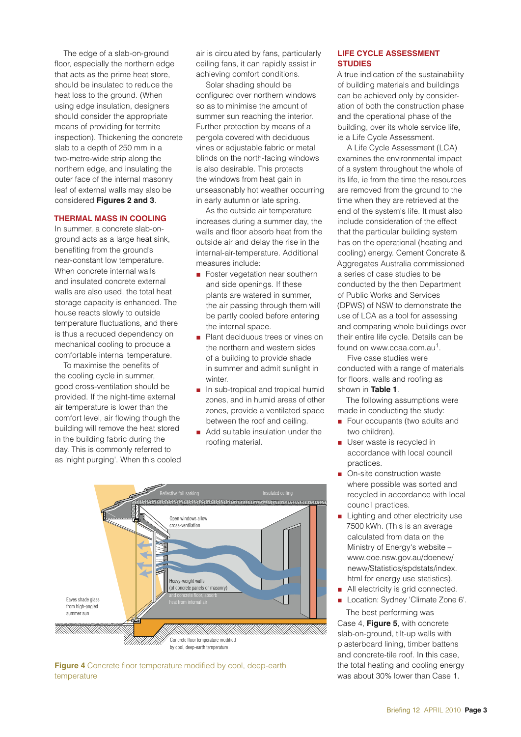The edge of a slab-on-ground floor, especially the northern edge that acts as the prime heat store, should be insulated to reduce the heat loss to the ground. (When using edge insulation, designers should consider the appropriate means of providing for termite inspection). Thickening the concrete slab to a depth of 250 mm in a two-metre-wide strip along the northern edge, and insulating the outer face of the internal masonry leaf of external walls may also be considered **Figures 2 and 3**.

### THERMAL MASS IN COOLING

In summer, a concrete slab-on-ground acts as a large heat sink, benefiting from the ground's near-constant low temperature. When concrete internal walls and insulated concrete external walls are also used, the total heat storage capacity is enhanced. The house reacts slowly to outside temperature fluctuations, and there is thus a reduced dependency on mechanical cooling to produce a comfortable internal temperature.

To maximise the benefits of the cooling cycle in summer, good cross-ventilation should be provided. If the night-time external air temperature is lower than the comfort level, air flowing though the building will remove the heat stored in the building fabric during the day. This is commonly referred to as 'night purging'. When this cooled air is circulated by fans, particularly ceiling fans, it can rapidly assist in achieving comfort conditions.

Solar shading should be configured over northern windows so as to minimise the amount of summer sun reaching the interior. Further protection by means of a pergola covered with deciduous vines or adjustable fabric or metal blinds on the north-facing windows is also desirable. This protects the windows from heat gain in unseasonably hot weather occurring in early autumn or late spring.

As the outside air temperature increases during a summer day, the walls and floor absorb heat from the outside air and delay the rise in the internal-air-temperature. Additional measures include:

- Foster vegetation near southern and side openings. If these plants are watered in summer, the air passing through them will be partly cooled before entering the internal space.
- Plant deciduous trees or vines on the northern and western sides of a building to provide shade in summer and admit sunlight in winter.
- In sub-tropical and tropical humid zones, and in humid areas of other zones, provide a ventilated space between the roof and ceiling.
- Add suitable insulation under the roofing material.

Reflective foil sarking

Insulated ceiling

Open windows allow cross-ventilation

Heavy-weight walls (of concrete panels or masonry) and concrete floor, absorb heat from internal air

Eaves shade glass from high-angled summer sun

Concrete floor temperature modified by cool, deep-earth temperature

**Figure 4** Concrete floor temperature modified by cool, deep-earth temperature

### LIFE CYCLE ASSESSMENT STUDIES

A true indication of the sustainability of building materials and buildings can be achieved only by consideration of both the construction phase and the operational phase of the building, over its whole service life, ie a Life Cycle Assessment.

A Life Cycle Assessment (LCA) examines the environmental impact of a system throughout the whole of its life, ie from the time the resources are removed from the ground to the time when they are retrieved at the end of the system's life. It must also include consideration of the effect that the particular building system has on the operational (heating and cooling) energy. Cement Concrete & Aggregates Australia commissioned a series of case studies to be conducted by the then Department of Public Works and Services (DPWS) of NSW to demonstrate the use of LCA as a tool for assessing and comparing whole buildings over their entire life cycle. Details can be found on www.ccaa.com.au[1].

Five case studies were conducted with a range of materials for floors, walls and roofing as shown in **Table 1**.

The following assumptions were made in conducting the study:

- Four occupants (two adults and two children).
- User waste is recycled in accordance with local council practices.
- On-site construction waste where possible was sorted and recycled in accordance with local council practices.
- Lighting and other electricity use 7500 kWh. (This is an average calculated from data on the Ministry of Energy's website – www.doe.nsw.gov.au/doenew/neww/Statistics/spdstats/index.html for energy use statistics).
- All electricity is grid connected.
- Location: Sydney 'Climate Zone 6'.

The best performing was Case 4, **Figure 5**, with concrete slab-on-ground, tilt-up walls with plasterboard lining, timber battens and concrete-tile roof. In this case, the total heating and cooling energy was about 30% lower than Case 1.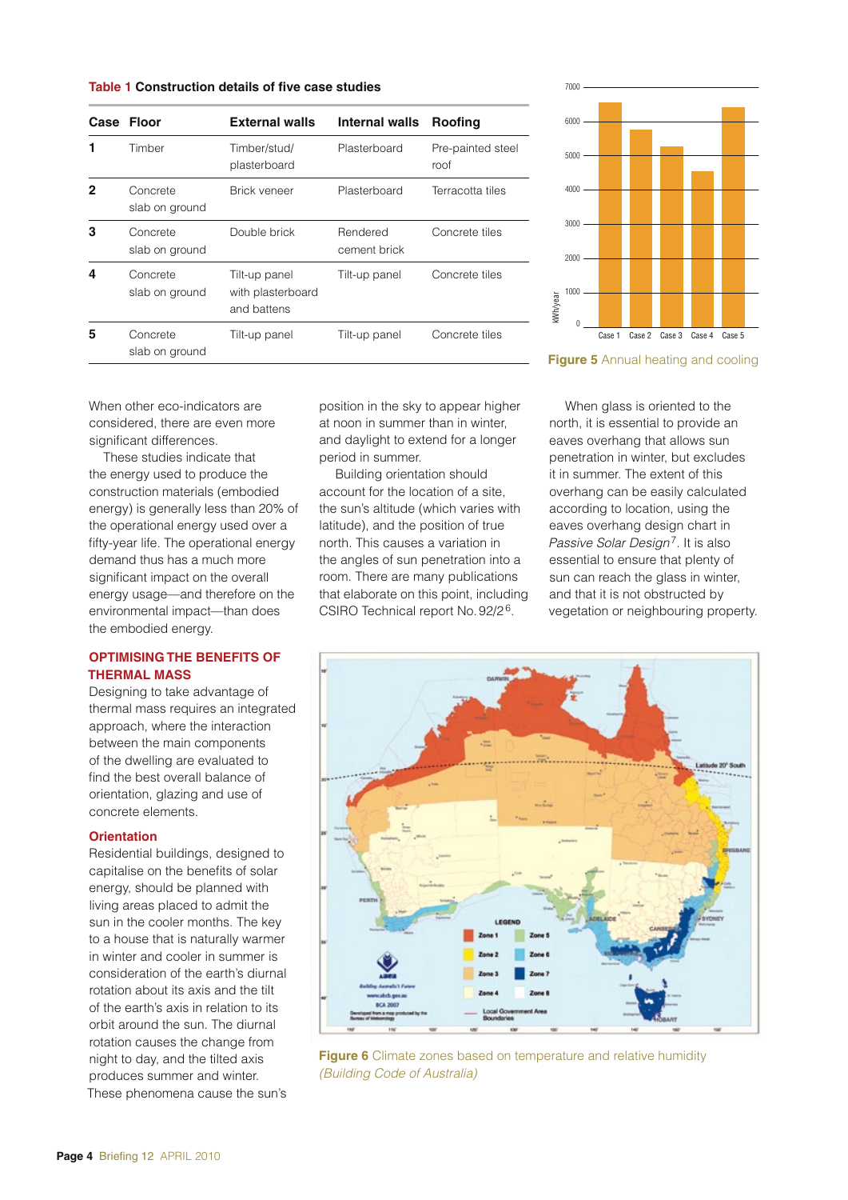**Table 1 Construction details of five case studies**

| Case | Floor | External walls | Internal walls | Roofing |
|---|---|---|---|---|
| 1 | Timber | Timber/stud/ plasterboard | Plasterboard | Pre-painted steel roof |
| 2 | Concrete slab on ground | Brick veneer | Plasterboard | Terracotta tiles |
| 3 | Concrete slab on ground | Double brick | Rendered cement brick | Concrete tiles |
| 4 | Concrete slab on ground | Tilt-up panel with plasterboard and battens | Tilt-up panel | Concrete tiles |
| 5 | Concrete slab on ground | Tilt-up panel | Tilt-up panel | Concrete tiles |

**Figure 5** Annual heating and cooling

When other eco-indicators are considered, there are even more significant differences.

These studies indicate that the energy used to produce the construction materials (embodied energy) is generally less than 20% of the operational energy used over a fifty-year life. The operational energy demand thus has a much more significant impact on the overall energy usage—and therefore on the environmental impact—than does the embodied energy.

## OPTIMISING THE BENEFITS OF THERMAL MASS

Designing to take advantage of thermal mass requires an integrated approach, where the interaction between the main components of the dwelling are evaluated to find the best overall balance of orientation, glazing and use of concrete elements.

### Orientation

Residential buildings, designed to capitalise on the benefits of solar energy, should be planned with living areas placed to admit the sun in the cooler months. The key to a house that is naturally warmer in winter and cooler in summer is consideration of the earth's diurnal rotation about its axis and the tilt of the earth's axis in relation to its orbit around the sun. The diurnal rotation causes the change from night to day, and the tilted axis produces summer and winter. These phenomena cause the sun's position in the sky to appear higher at noon in summer than in winter, and daylight to extend for a longer period in summer.

Building orientation should account for the location of a site, the sun's altitude (which varies with latitude), and the position of true north. This causes a variation in the angles of sun penetration into a room. There are many publications that elaborate on this point, including CSIRO Technical report No. 92/2[6].

When glass is oriented to the north, it is essential to provide an eaves overhang that allows sun penetration in winter, but excludes it in summer. The extent of this overhang can be easily calculated according to location, using the eaves overhang design chart in *Passive Solar Design*[7]. It is also essential to ensure that plenty of sun can reach the glass in winter, and that it is not obstructed by vegetation or neighbouring property.

**Figure 6** Climate zones based on temperature and relative humidity *(Building Code of Australia)*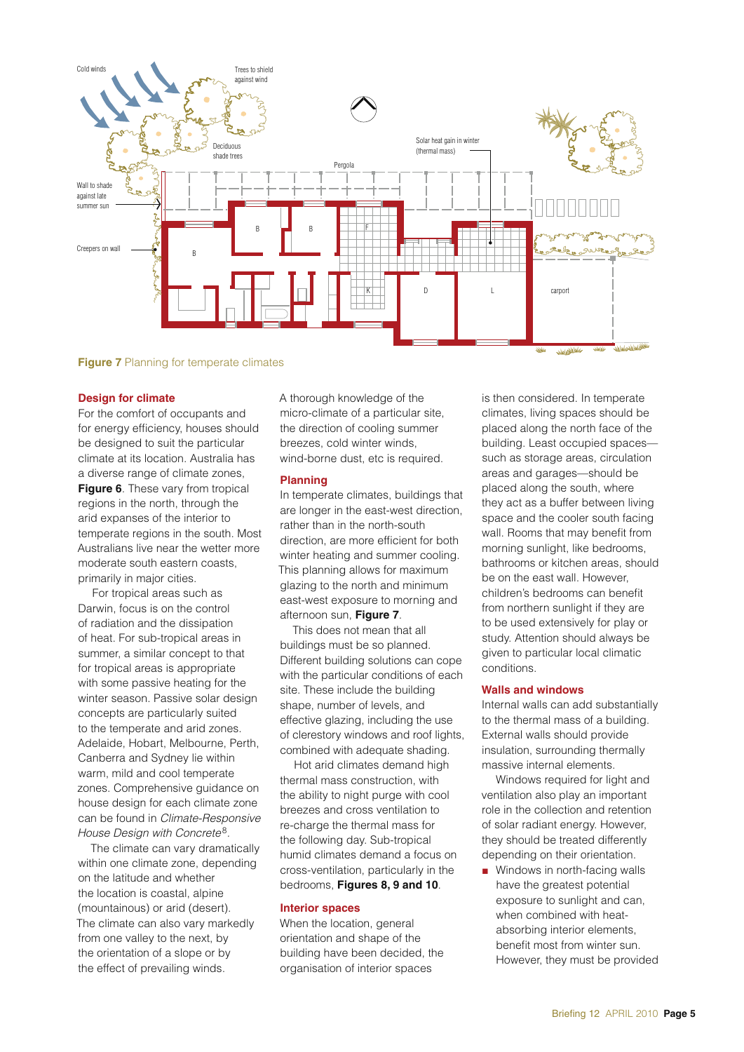Figure 7 Planning for temperate climates

## Design for climate

For the comfort of occupants and for energy efficiency, houses should be designed to suit the particular climate at its location. Australia has a diverse range of climate zones, **Figure 6**. These vary from tropical regions in the north, through the arid expanses of the interior to temperate regions in the south. Most Australians live near the wetter more moderate south eastern coasts, primarily in major cities.

For tropical areas such as Darwin, focus is on the control of radiation and the dissipation of heat. For sub-tropical areas in summer, a similar concept to that for tropical areas is appropriate with some passive heating for the winter season. Passive solar design concepts are particularly suited to the temperate and arid zones. Adelaide, Hobart, Melbourne, Perth, Canberra and Sydney lie within warm, mild and cool temperate zones. Comprehensive guidance on house design for each climate zone can be found in *Climate-Responsive House Design with Concrete*[8].

The climate can vary dramatically within one climate zone, depending on the latitude and whether the location is coastal, alpine (mountainous) or arid (desert). The climate can also vary markedly from one valley to the next, by the orientation of a slope or by the effect of prevailing winds.

A thorough knowledge of the micro-climate of a particular site, the direction of cooling summer breezes, cold winter winds, wind-borne dust, etc is required.

## Planning

In temperate climates, buildings that are longer in the east-west direction, rather than in the north-south direction, are more efficient for both winter heating and summer cooling. This planning allows for maximum glazing to the north and minimum east-west exposure to morning and afternoon sun, **Figure 7**.

This does not mean that all buildings must be so planned. Different building solutions can cope with the particular conditions of each site. These include the building shape, number of levels, and effective glazing, including the use of clerestory windows and roof lights, combined with adequate shading.

Hot arid climates demand high thermal mass construction, with the ability to night purge with cool breezes and cross ventilation to re-charge the thermal mass for the following day. Sub-tropical humid climates demand a focus on cross-ventilation, particularly in the bedrooms, **Figures 8, 9 and 10**.

## Interior spaces

When the location, general orientation and shape of the building have been decided, the organisation of interior spaces is then considered. In temperate climates, living spaces should be placed along the north face of the building. Least occupied spaces—such as storage areas, circulation areas and garages—should be placed along the south, where they act as a buffer between living space and the cooler south facing wall. Rooms that may benefit from morning sunlight, like bedrooms, bathrooms or kitchen areas, should be on the east wall. However, children's bedrooms can benefit from northern sunlight if they are to be used extensively for play or study. Attention should always be given to particular local climatic conditions.

## Walls and windows

Internal walls can add substantially to the thermal mass of a building. External walls should provide insulation, surrounding thermally massive internal elements.

Windows required for light and ventilation also play an important role in the collection and retention of solar radiant energy. However, they should be treated differently depending on their orientation.

- Windows in north-facing walls have the greatest potential exposure to sunlight and can, when combined with heat-absorbing interior elements, benefit most from winter sun. However, they must be provided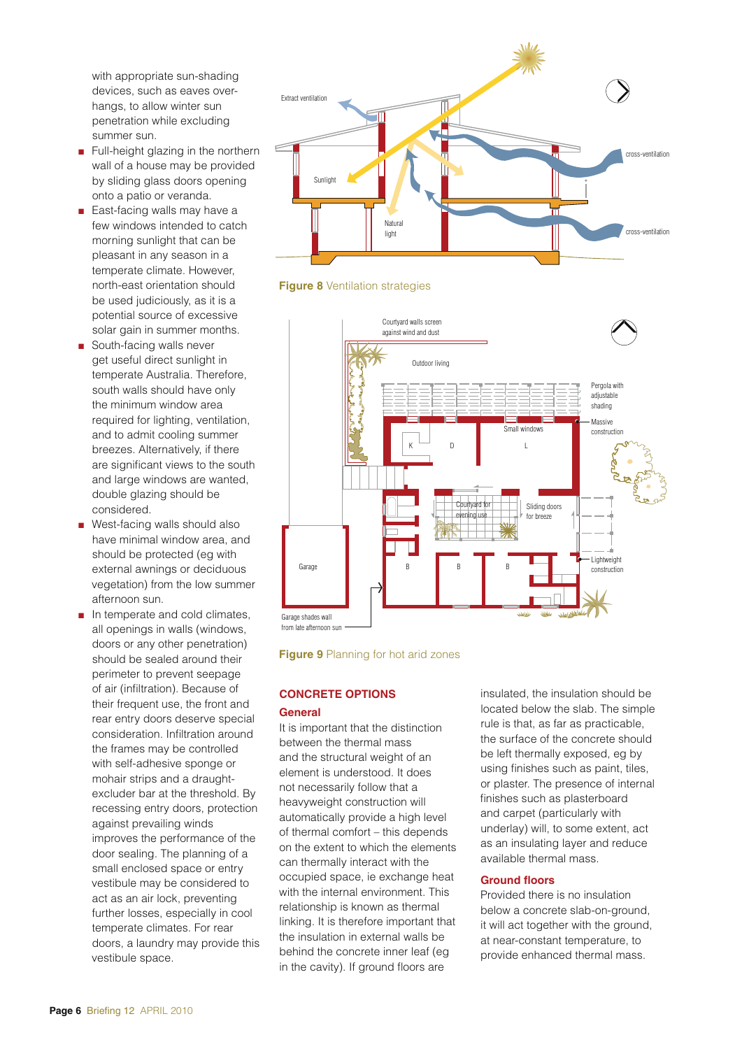with appropriate sun-shading devices, such as eaves overhangs, to allow winter sun penetration while excluding summer sun.

- Full-height glazing in the northern wall of a house may be provided by sliding glass doors opening onto a patio or veranda.
- East-facing walls may have a few windows intended to catch morning sunlight that can be pleasant in any season in a temperate climate. However, north-east orientation should be used judiciously, as it is a potential source of excessive solar gain in summer months.
- South-facing walls never get useful direct sunlight in temperate Australia. Therefore, south walls should have only the minimum window area required for lighting, ventilation, and to admit cooling summer breezes. Alternatively, if there are significant views to the south and large windows are wanted, double glazing should be considered.
- West-facing walls should also have minimal window area, and should be protected (eg with external awnings or deciduous vegetation) from the low summer afternoon sun.
- In temperate and cold climates, all openings in walls (windows, doors or any other penetration) should be sealed around their perimeter to prevent seepage of air (infiltration). Because of their frequent use, the front and rear entry doors deserve special consideration. Infiltration around the frames may be controlled with self-adhesive sponge or mohair strips and a draught-excluder bar at the threshold. By recessing entry doors, protection against prevailing winds improves the performance of the door sealing. The planning of a small enclosed space or entry vestibule may be considered to act as an air lock, preventing further losses, especially in cool temperate climates. For rear doors, a laundry may provide this vestibule space.

**Figure 8** Ventilation strategies

**Figure 9** Planning for hot arid zones

## CONCRETE OPTIONS

### General

It is important that the distinction between the thermal mass and the structural weight of an element is understood. It does not necessarily follow that a heavyweight construction will automatically provide a high level of thermal comfort – this depends on the extent to which the elements can thermally interact with the occupied space, ie exchange heat with the internal environment. This relationship is known as thermal linking. It is therefore important that the insulation in external walls be behind the concrete inner leaf (eg in the cavity). If ground floors are insulated, the insulation should be located below the slab. The simple rule is that, as far as practicable, the surface of the concrete should be left thermally exposed, eg by using finishes such as paint, tiles, or plaster. The presence of internal finishes such as plasterboard and carpet (particularly with underlay) will, to some extent, act as an insulating layer and reduce available thermal mass.

### Ground floors

Provided there is no insulation below a concrete slab-on-ground, it will act together with the ground, at near-constant temperature, to provide enhanced thermal mass.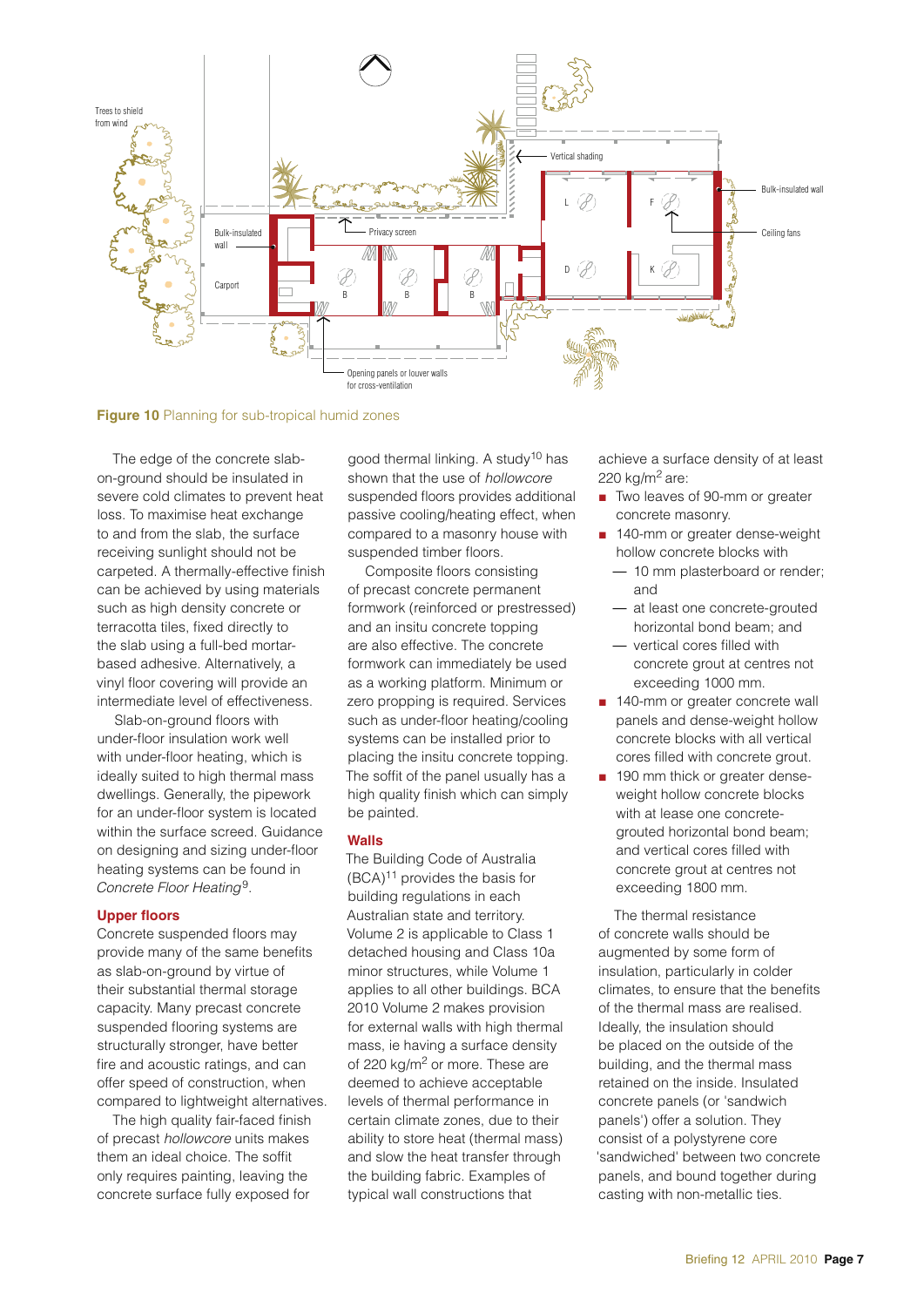**Figure 10** Planning for sub-tropical humid zones

The edge of the concrete slab-on-ground should be insulated in severe cold climates to prevent heat loss. To maximise heat exchange to and from the slab, the surface receiving sunlight should not be carpeted. A thermally-effective finish can be achieved by using materials such as high density concrete or terracotta tiles, fixed directly to the slab using a full-bed mortar-based adhesive. Alternatively, a vinyl floor covering will provide an intermediate level of effectiveness.

Slab-on-ground floors with under-floor insulation work well with under-floor heating, which is ideally suited to high thermal mass dwellings. Generally, the pipework for an under-floor system is located within the surface screed. Guidance on designing and sizing under-floor heating systems can be found in *Concrete Floor Heating*[9].

### Upper floors

Concrete suspended floors may provide many of the same benefits as slab-on-ground by virtue of their substantial thermal storage capacity. Many precast concrete suspended flooring systems are structurally stronger, have better fire and acoustic ratings, and can offer speed of construction, when compared to lightweight alternatives.

The high quality fair-faced finish of precast *hollowcore* units makes them an ideal choice. The soffit only requires painting, leaving the concrete surface fully exposed for good thermal linking. A study[10] has shown that the use of *hollowcore* suspended floors provides additional passive cooling/heating effect, when compared to a masonry house with suspended timber floors.

Composite floors consisting of precast concrete permanent formwork (reinforced or prestressed) and an insitu concrete topping are also effective. The concrete formwork can immediately be used as a working platform. Minimum or zero propping is required. Services such as under-floor heating/cooling systems can be installed prior to placing the insitu concrete topping. The soffit of the panel usually has a high quality finish which can simply be painted.

### Walls

The Building Code of Australia (BCA)[11] provides the basis for building regulations in each Australian state and territory. Volume 2 is applicable to Class 1 detached housing and Class 10a minor structures, while Volume 1 applies to all other buildings. BCA 2010 Volume 2 makes provision for external walls with high thermal mass, ie having a surface density of 220 kg/m$^2$ or more. These are deemed to achieve acceptable levels of thermal performance in certain climate zones, due to their ability to store heat (thermal mass) and slow the heat transfer through the building fabric. Examples of typical wall constructions that achieve a surface density of at least 220 kg/m$^2$ are:

- Two leaves of 90-mm or greater concrete masonry.
- 140-mm or greater dense-weight hollow concrete blocks with
  - 10 mm plasterboard or render; and
  - at least one concrete-grouted horizontal bond beam; and
  - vertical cores filled with concrete grout at centres not exceeding 1000 mm.
- 140-mm or greater concrete wall panels and dense-weight hollow concrete blocks with all vertical cores filled with concrete grout.
- 190 mm thick or greater dense-weight hollow concrete blocks with at lease one concrete-grouted horizontal bond beam; and vertical cores filled with concrete grout at centres not exceeding 1800 mm.

The thermal resistance of concrete walls should be augmented by some form of insulation, particularly in colder climates, to ensure that the benefits of the thermal mass are realised. Ideally, the insulation should be placed on the outside of the building, and the thermal mass retained on the inside. Insulated concrete panels (or 'sandwich panels') offer a solution. They consist of a polystyrene core 'sandwiched' between two concrete panels, and bound together during casting with non-metallic ties.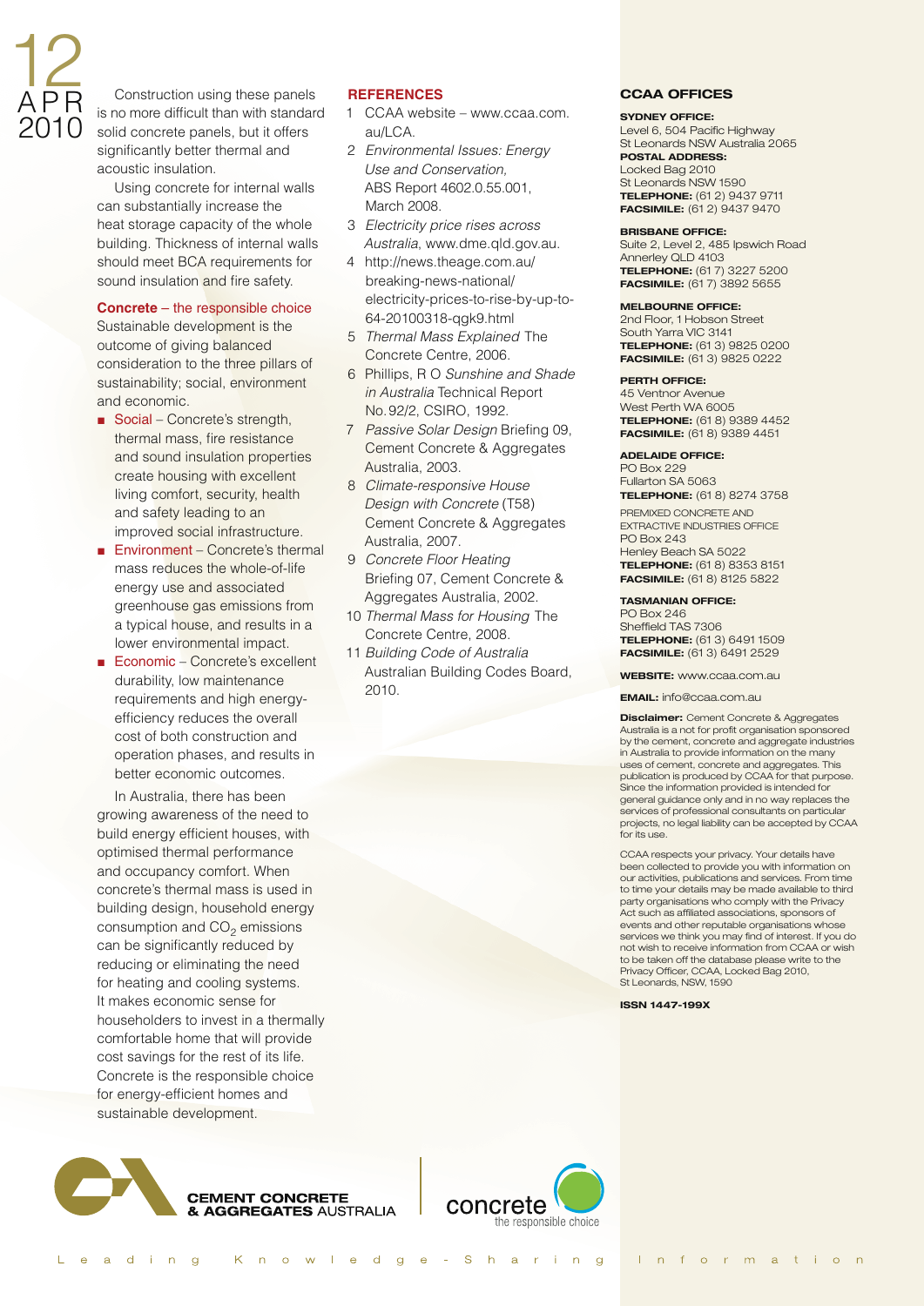Construction using these panels is no more difficult than with standard solid concrete panels, but it offers significantly better thermal and acoustic insulation.

Using concrete for internal walls can substantially increase the heat storage capacity of the whole building. Thickness of internal walls should meet BCA requirements for sound insulation and fire safety.

**Concrete** – the responsible choice

Sustainable development is the outcome of giving balanced consideration to the three pillars of sustainability; social, environment and economic.

- Social – Concrete's strength, thermal mass, fire resistance and sound insulation properties create housing with excellent living comfort, security, health and safety leading to an improved social infrastructure.
- Environment – Concrete's thermal mass reduces the whole-of-life energy use and associated greenhouse gas emissions from a typical house, and results in a lower environmental impact.
- Economic – Concrete's excellent durability, low maintenance requirements and high energy-efficiency reduces the overall cost of both construction and operation phases, and results in better economic outcomes.

In Australia, there has been growing awareness of the need to build energy efficient houses, with optimised thermal performance and occupancy comfort. When concrete's thermal mass is used in building design, household energy consumption and $CO_2$ emissions can be significantly reduced by reducing or eliminating the need for heating and cooling systems. It makes economic sense for householders to invest in a thermally comfortable home that will provide cost savings for the rest of its life. Concrete is the responsible choice for energy-efficient homes and sustainable development.

## REFERENCES

1 CCAA website – www.ccaa.com.au/LCA.

2 *Environmental Issues: Energy Use and Conservation,* ABS Report 4602.0.55.001, March 2008.

3 *Electricity price rises across Australia*, www.dme.qld.gov.au.

4 http://news.theage.com.au/breaking-news-national/electricity-prices-to-rise-by-up-to-64-20100318-qgk9.html

5 *Thermal Mass Explained* The Concrete Centre, 2006.

6 Phillips, R O *Sunshine and Shade in Australia* Technical Report No. 92/2, CSIRO, 1992.

7 *Passive Solar Design* Briefing 09, Cement Concrete & Aggregates Australia, 2003.

8 *Climate-responsive House Design with Concrete* (T58) Cement Concrete & Aggregates Australia, 2007.

9 *Concrete Floor Heating* Briefing 07, Cement Concrete & Aggregates Australia, 2002.

10 *Thermal Mass for Housing* The Concrete Centre, 2008.

11 *Building Code of Australia* Australian Building Codes Board, 2010.

## CCAA OFFICES

**SYDNEY OFFICE:**
Level 6, 504 Pacific Highway
St Leonards NSW Australia 2065
**POSTAL ADDRESS:**
Locked Bag 2010
St Leonards NSW 1590
**TELEPHONE:** (61 2) 9437 9711
**FACSIMILE:** (61 2) 9437 9470

**BRISBANE OFFICE:**
Suite 2, Level 2, 485 Ipswich Road
Annerley QLD 4103
**TELEPHONE:** (61 7) 3227 5200
**FACSIMILE:** (61 7) 3892 5655

**MELBOURNE OFFICE:**
2nd Floor, 1 Hobson Street
South Yarra VIC 3141
**TELEPHONE:** (61 3) 9825 0200
**FACSIMILE:** (61 3) 9825 0222

**PERTH OFFICE:**
45 Ventnor Avenue
West Perth WA 6005
**TELEPHONE:** (61 8) 9389 4452
**FACSIMILE:** (61 8) 9389 4451

**ADELAIDE OFFICE:**
PO Box 229
Fullarton SA 5063
**TELEPHONE:** (61 8) 8274 3758

PREMIXED CONCRETE AND EXTRACTIVE INDUSTRIES OFFICE
PO Box 243
Henley Beach SA 5022
**TELEPHONE:** (61 8) 8353 8151
**FACSIMILE:** (61 8) 8125 5822

**TASMANIAN OFFICE:**
PO Box 246
Sheffield TAS 7306
**TELEPHONE:** (61 3) 6491 1509
**FACSIMILE:** (61 3) 6491 2529

**WEBSITE:** www.ccaa.com.au

**EMAIL:** info@ccaa.com.au

**Disclaimer:** Cement Concrete & Aggregates Australia is a not for profit organisation sponsored by the cement, concrete and aggregate industries in Australia to provide information on the many uses of cement, concrete and aggregates. This publication is produced by CCAA for that purpose. Since the information provided is intended for general guidance only and in no way replaces the services of professional consultants on particular projects, no legal liability can be accepted by CCAA for its use.

CCAA respects your privacy. Your details have been collected to provide you with information on our activities, publications and services. From time to time your details may be made available to third party organisations who comply with the Privacy Act such as affiliated associations, sponsors of events and other reputable organisations whose services we think you may find of interest. If you do not wish to receive information from CCAA or wish to be taken off the database please write to the Privacy Officer, CCAA, Locked Bag 2010, St Leonards, NSW, 1590

**ISSN 1447-199X**

**CEMENT CONCRETE & AGGREGATES** AUSTRALIA

concrete – the responsible choice

Leading Knowledge-Sharing Information